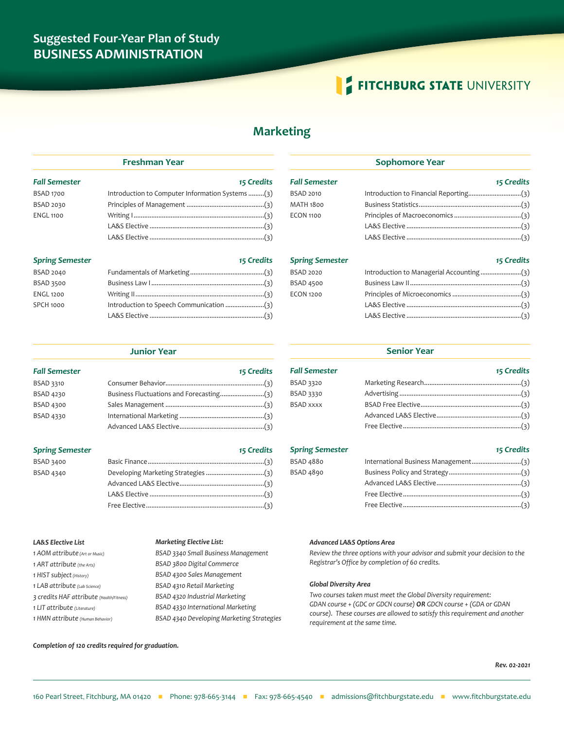# Suggested Four-Year Plan of Study
# BUSINESS ADMINISTRATION

FITCHBURG STATE UNIVERSITY

## Marketing

### Freshman Year

**Fall Semester** — *15 Credits*

| Course | Title | Credits |
|---|---|---|
| BSAD 1700 | Introduction to Computer Information Systems | (3) |
| BSAD 2030 | Principles of Management | (3) |
| ENGL 1100 | Writing I | (3) |
| | LA&S Elective | (3) |
| | LA&S Elective | (3) |

**Spring Semester** — *15 Credits*

| Course | Title | Credits |
|---|---|---|
| BSAD 2040 | Fundamentals of Marketing | (3) |
| BSAD 3500 | Business Law I | (3) |
| ENGL 1200 | Writing II | (3) |
| SPCH 1000 | Introduction to Speech Communication | (3) |
| | LA&S Elective | (3) |

### Sophomore Year

**Fall Semester** — *15 Credits*

| Course | Title | Credits |
|---|---|---|
| BSAD 2010 | Introduction to Financial Reporting | (3) |
| MATH 1800 | Business Statistics | (3) |
| ECON 1100 | Principles of Macroeconomics | (3) |
| | LA&S Elective | (3) |
| | LA&S Elective | (3) |

**Spring Semester** — *15 Credits*

| Course | Title | Credits |
|---|---|---|
| BSAD 2020 | Introduction to Managerial Accounting | (3) |
| BSAD 4500 | Business Law II | (3) |
| ECON 1200 | Principles of Microeconomics | (3) |
| | LA&S Elective | (3) |
| | LA&S Elective | (3) |

### Junior Year

**Fall Semester** — *15 Credits*

| Course | Title | Credits |
|---|---|---|
| BSAD 3310 | Consumer Behavior | (3) |
| BSAD 4230 | Business Fluctuations and Forecasting | (3) |
| BSAD 4300 | Sales Management | (3) |
| BSAD 4330 | International Marketing | (3) |
| | Advanced LA&S Elective | (3) |

**Spring Semester** — *15 Credits*

| Course | Title | Credits |
|---|---|---|
| BSAD 3400 | Basic Finance | (3) |
| BSAD 4340 | Developing Marketing Strategies | (3) |
| | Advanced LA&S Elective | (3) |
| | LA&S Elective | (3) |
| | Free Elective | (3) |

### Senior Year

**Fall Semester** — *15 Credits*

| Course | Title | Credits |
|---|---|---|
| BSAD 3320 | Marketing Research | (3) |
| BSAD 3330 | Advertising | (3) |
| BSAD xxxx | BSAD Free Elective | (3) |
| | Advanced LA&S Elective | (3) |
| | Free Elective | (3) |

**Spring Semester** — *15 Credits*

| Course | Title | Credits |
|---|---|---|
| BSAD 4880 | International Business Management | (3) |
| BSAD 4890 | Business Policy and Strategy | (3) |
| | Advanced LA&S Elective | (3) |
| | Free Elective | (3) |
| | Free Elective | (3) |

***LA&S Elective List***

*1 AOM attribute (Art or Music)*
*1 ART attribute (the Arts)*
*1 HIST subject (History)*
*1 LAB attribute (Lab Science)*
*3 credits HAF attribute (Health/Fitness)*
*1 LIT attribute (Literature)*
*1 HMN attribute (Human Behavior)*

***Marketing Elective List:***

*BSAD 3340 Small Business Management*
*BSAD 3800 Digital Commerce*
*BSAD 4300 Sales Management*
*BSAD 4310 Retail Marketing*
*BSAD 4320 Industrial Marketing*
*BSAD 4330 International Marketing*
*BSAD 4340 Developing Marketing Strategies*

***Advanced LA&S Options Area***

*Review the three options with your advisor and submit your decision to the Registrar's Office by completion of 60 credits.*

***Global Diversity Area***

*Two courses taken must meet the Global Diversity requirement: GDAN course + (GDC or GDCN course) **OR** GDCN course + (GDA or GDAN course). These courses are allowed to satisfy this requirement and another requirement at the same time.*

***Completion of 120 credits required for graduation.***

***Rev. 02-2021***

160 Pearl Street, Fitchburg, MA 01420 ■ Phone: 978-665-3144 ■ Fax: 978-665-4540 ■ admissions@fitchburgstate.edu ■ www.fitchburgstate.edu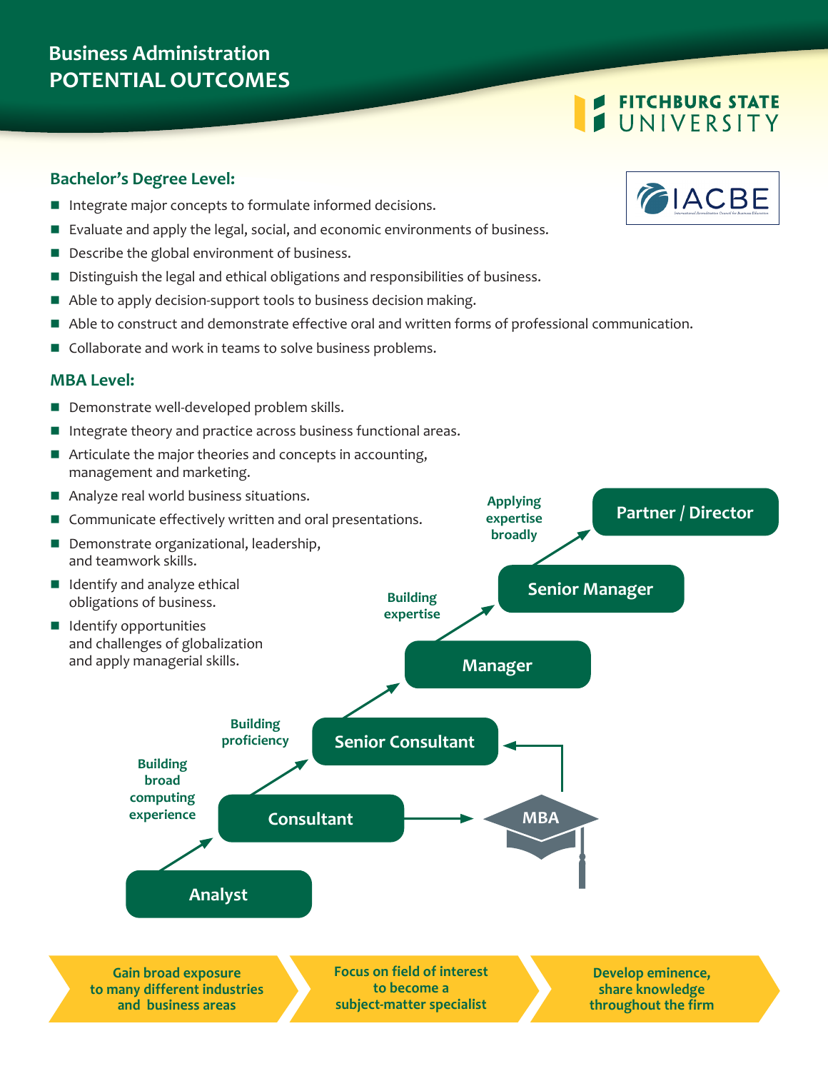# Business Administration
# POTENTIAL OUTCOMES

FITCHBURG STATE UNIVERSITY

IACBE

## Bachelor's Degree Level:

- Integrate major concepts to formulate informed decisions.
- Evaluate and apply the legal, social, and economic environments of business.
- Describe the global environment of business.
- Distinguish the legal and ethical obligations and responsibilities of business.
- Able to apply decision-support tools to business decision making.
- Able to construct and demonstrate effective oral and written forms of professional communication.
- Collaborate and work in teams to solve business problems.

## MBA Level:

- Demonstrate well-developed problem skills.
- Integrate theory and practice across business functional areas.
- Articulate the major theories and concepts in accounting, management and marketing.
- Analyze real world business situations.
- Communicate effectively written and oral presentations.
- Demonstrate organizational, leadership, and teamwork skills.
- Identify and analyze ethical obligations of business.
- Identify opportunities and challenges of globalization and apply managerial skills.

Analyst

Building broad computing experience

Consultant

MBA

Building proficiency

Senior Consultant

Manager

Building expertise

Senior Manager

Applying expertise broadly

Partner / Director

Gain broad exposure to many different industries and business areas

Focus on field of interest to become a subject-matter specialist

Develop eminence, share knowledge throughout the firm